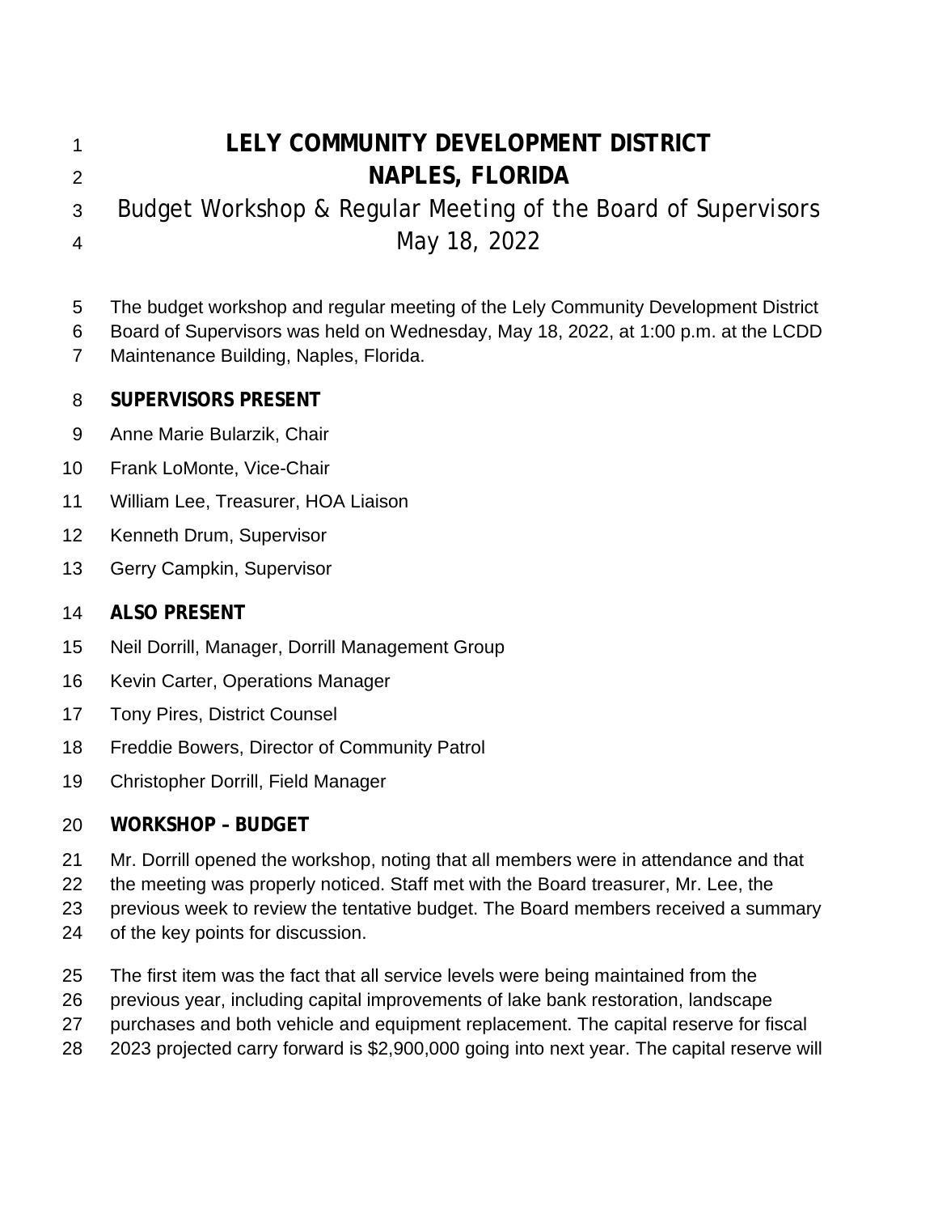# LELY COMMUNITY DEVELOPMENT DISTRICT
# NAPLES, FLORIDA

## Budget Workshop & Regular Meeting of the Board of Supervisors
## May 18, 2022

The budget workshop and regular meeting of the Lely Community Development District Board of Supervisors was held on Wednesday, May 18, 2022, at 1:00 p.m. at the LCDD Maintenance Building, Naples, Florida.

**SUPERVISORS PRESENT**

Anne Marie Bularzik, Chair

Frank LoMonte, Vice-Chair

William Lee, Treasurer, HOA Liaison

Kenneth Drum, Supervisor

Gerry Campkin, Supervisor

**ALSO PRESENT**

Neil Dorrill, Manager, Dorrill Management Group

Kevin Carter, Operations Manager

Tony Pires, District Counsel

Freddie Bowers, Director of Community Patrol

Christopher Dorrill, Field Manager

**WORKSHOP – BUDGET**

Mr. Dorrill opened the workshop, noting that all members were in attendance and that the meeting was properly noticed. Staff met with the Board treasurer, Mr. Lee, the previous week to review the tentative budget. The Board members received a summary of the key points for discussion.

The first item was the fact that all service levels were being maintained from the previous year, including capital improvements of lake bank restoration, landscape purchases and both vehicle and equipment replacement. The capital reserve for fiscal 2023 projected carry forward is $2,900,000 going into next year. The capital reserve will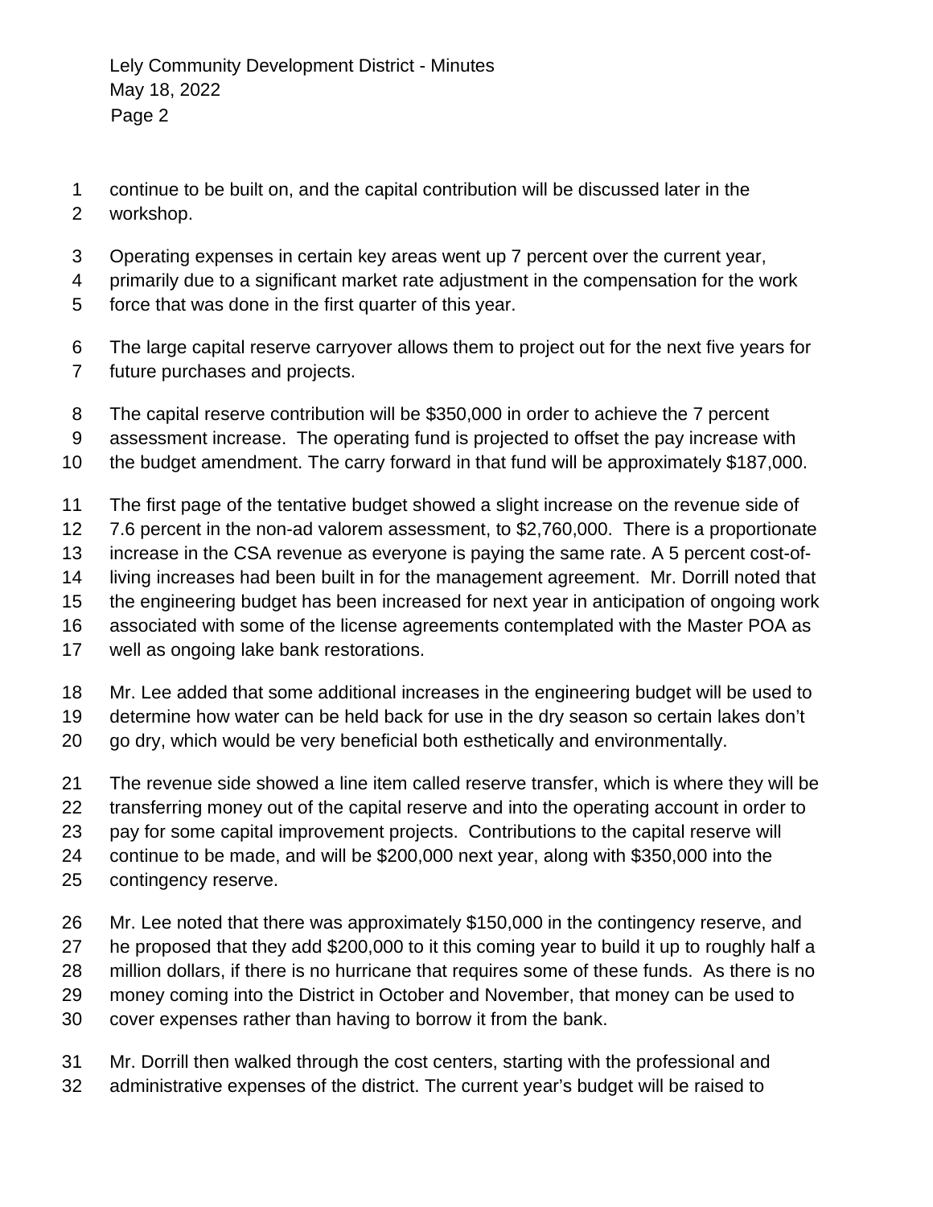continue to be built on, and the capital contribution will be discussed later in the workshop.

Operating expenses in certain key areas went up 7 percent over the current year, primarily due to a significant market rate adjustment in the compensation for the work force that was done in the first quarter of this year.

The large capital reserve carryover allows them to project out for the next five years for future purchases and projects.

The capital reserve contribution will be $350,000 in order to achieve the 7 percent assessment increase. The operating fund is projected to offset the pay increase with the budget amendment. The carry forward in that fund will be approximately $187,000.

The first page of the tentative budget showed a slight increase on the revenue side of 7.6 percent in the non-ad valorem assessment, to $2,760,000. There is a proportionate increase in the CSA revenue as everyone is paying the same rate. A 5 percent cost-of-living increases had been built in for the management agreement. Mr. Dorrill noted that the engineering budget has been increased for next year in anticipation of ongoing work associated with some of the license agreements contemplated with the Master POA as well as ongoing lake bank restorations.

Mr. Lee added that some additional increases in the engineering budget will be used to determine how water can be held back for use in the dry season so certain lakes don't go dry, which would be very beneficial both esthetically and environmentally.

The revenue side showed a line item called reserve transfer, which is where they will be transferring money out of the capital reserve and into the operating account in order to pay for some capital improvement projects. Contributions to the capital reserve will continue to be made, and will be $200,000 next year, along with $350,000 into the contingency reserve.

Mr. Lee noted that there was approximately $150,000 in the contingency reserve, and he proposed that they add $200,000 to it this coming year to build it up to roughly half a million dollars, if there is no hurricane that requires some of these funds. As there is no money coming into the District in October and November, that money can be used to cover expenses rather than having to borrow it from the bank.

Mr. Dorrill then walked through the cost centers, starting with the professional and administrative expenses of the district. The current year's budget will be raised to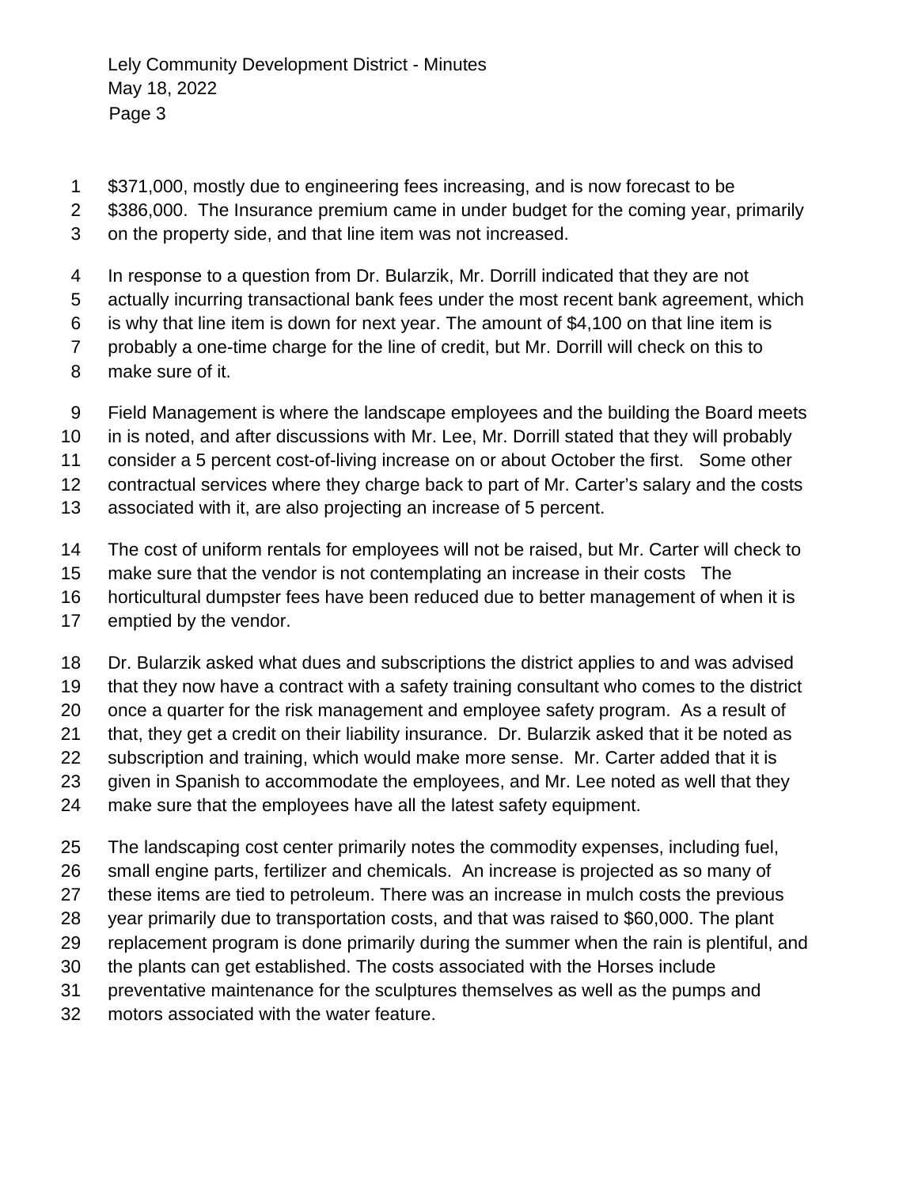$371,000, mostly due to engineering fees increasing, and is now forecast to be $386,000. The Insurance premium came in under budget for the coming year, primarily on the property side, and that line item was not increased.

In response to a question from Dr. Bularzik, Mr. Dorrill indicated that they are not actually incurring transactional bank fees under the most recent bank agreement, which is why that line item is down for next year. The amount of $4,100 on that line item is probably a one-time charge for the line of credit, but Mr. Dorrill will check on this to make sure of it.

Field Management is where the landscape employees and the building the Board meets in is noted, and after discussions with Mr. Lee, Mr. Dorrill stated that they will probably consider a 5 percent cost-of-living increase on or about October the first. Some other contractual services where they charge back to part of Mr. Carter's salary and the costs associated with it, are also projecting an increase of 5 percent.

The cost of uniform rentals for employees will not be raised, but Mr. Carter will check to make sure that the vendor is not contemplating an increase in their costs The horticultural dumpster fees have been reduced due to better management of when it is emptied by the vendor.

Dr. Bularzik asked what dues and subscriptions the district applies to and was advised that they now have a contract with a safety training consultant who comes to the district once a quarter for the risk management and employee safety program. As a result of that, they get a credit on their liability insurance. Dr. Bularzik asked that it be noted as subscription and training, which would make more sense. Mr. Carter added that it is given in Spanish to accommodate the employees, and Mr. Lee noted as well that they make sure that the employees have all the latest safety equipment.

The landscaping cost center primarily notes the commodity expenses, including fuel, small engine parts, fertilizer and chemicals. An increase is projected as so many of these items are tied to petroleum. There was an increase in mulch costs the previous year primarily due to transportation costs, and that was raised to $60,000. The plant replacement program is done primarily during the summer when the rain is plentiful, and the plants can get established. The costs associated with the Horses include preventative maintenance for the sculptures themselves as well as the pumps and motors associated with the water feature.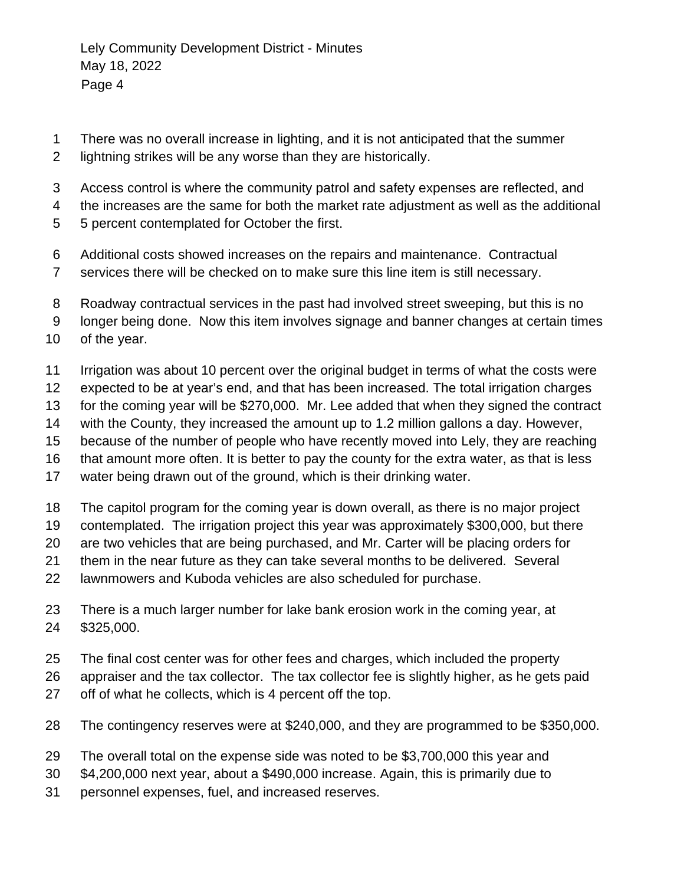There was no overall increase in lighting, and it is not anticipated that the summer lightning strikes will be any worse than they are historically.

Access control is where the community patrol and safety expenses are reflected, and the increases are the same for both the market rate adjustment as well as the additional 5 percent contemplated for October the first.

Additional costs showed increases on the repairs and maintenance. Contractual services there will be checked on to make sure this line item is still necessary.

Roadway contractual services in the past had involved street sweeping, but this is no longer being done. Now this item involves signage and banner changes at certain times of the year.

Irrigation was about 10 percent over the original budget in terms of what the costs were expected to be at year's end, and that has been increased. The total irrigation charges for the coming year will be $270,000. Mr. Lee added that when they signed the contract with the County, they increased the amount up to 1.2 million gallons a day. However, because of the number of people who have recently moved into Lely, they are reaching that amount more often. It is better to pay the county for the extra water, as that is less water being drawn out of the ground, which is their drinking water.

The capitol program for the coming year is down overall, as there is no major project contemplated. The irrigation project this year was approximately $300,000, but there are two vehicles that are being purchased, and Mr. Carter will be placing orders for them in the near future as they can take several months to be delivered. Several lawnmowers and Kuboda vehicles are also scheduled for purchase.

There is a much larger number for lake bank erosion work in the coming year, at $325,000.

The final cost center was for other fees and charges, which included the property appraiser and the tax collector. The tax collector fee is slightly higher, as he gets paid off of what he collects, which is 4 percent off the top.

The contingency reserves were at $240,000, and they are programmed to be $350,000.

The overall total on the expense side was noted to be $3,700,000 this year and $4,200,000 next year, about a $490,000 increase. Again, this is primarily due to personnel expenses, fuel, and increased reserves.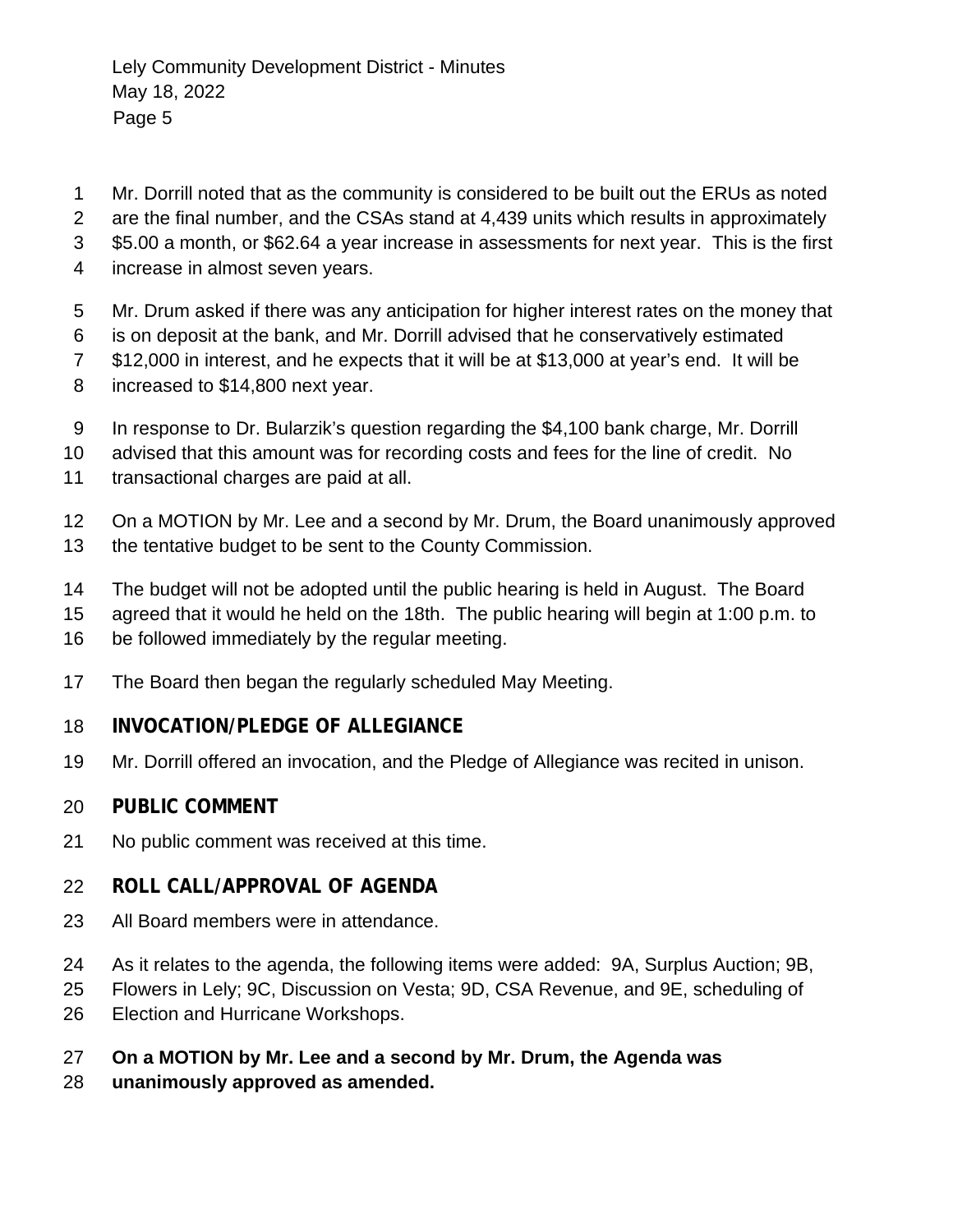Mr. Dorrill noted that as the community is considered to be built out the ERUs as noted are the final number, and the CSAs stand at 4,439 units which results in approximately $5.00 a month, or $62.64 a year increase in assessments for next year. This is the first increase in almost seven years.

Mr. Drum asked if there was any anticipation for higher interest rates on the money that is on deposit at the bank, and Mr. Dorrill advised that he conservatively estimated $12,000 in interest, and he expects that it will be at $13,000 at year's end. It will be increased to $14,800 next year.

In response to Dr. Bularzik's question regarding the $4,100 bank charge, Mr. Dorrill advised that this amount was for recording costs and fees for the line of credit. No transactional charges are paid at all.

On a MOTION by Mr. Lee and a second by Mr. Drum, the Board unanimously approved the tentative budget to be sent to the County Commission.

The budget will not be adopted until the public hearing is held in August. The Board agreed that it would he held on the 18th. The public hearing will begin at 1:00 p.m. to be followed immediately by the regular meeting.

The Board then began the regularly scheduled May Meeting.

## INVOCATION/PLEDGE OF ALLEGIANCE

Mr. Dorrill offered an invocation, and the Pledge of Allegiance was recited in unison.

## PUBLIC COMMENT

No public comment was received at this time.

## ROLL CALL/APPROVAL OF AGENDA

All Board members were in attendance.

As it relates to the agenda, the following items were added: 9A, Surplus Auction; 9B, Flowers in Lely; 9C, Discussion on Vesta; 9D, CSA Revenue, and 9E, scheduling of Election and Hurricane Workshops.

**On a MOTION by Mr. Lee and a second by Mr. Drum, the Agenda was unanimously approved as amended.**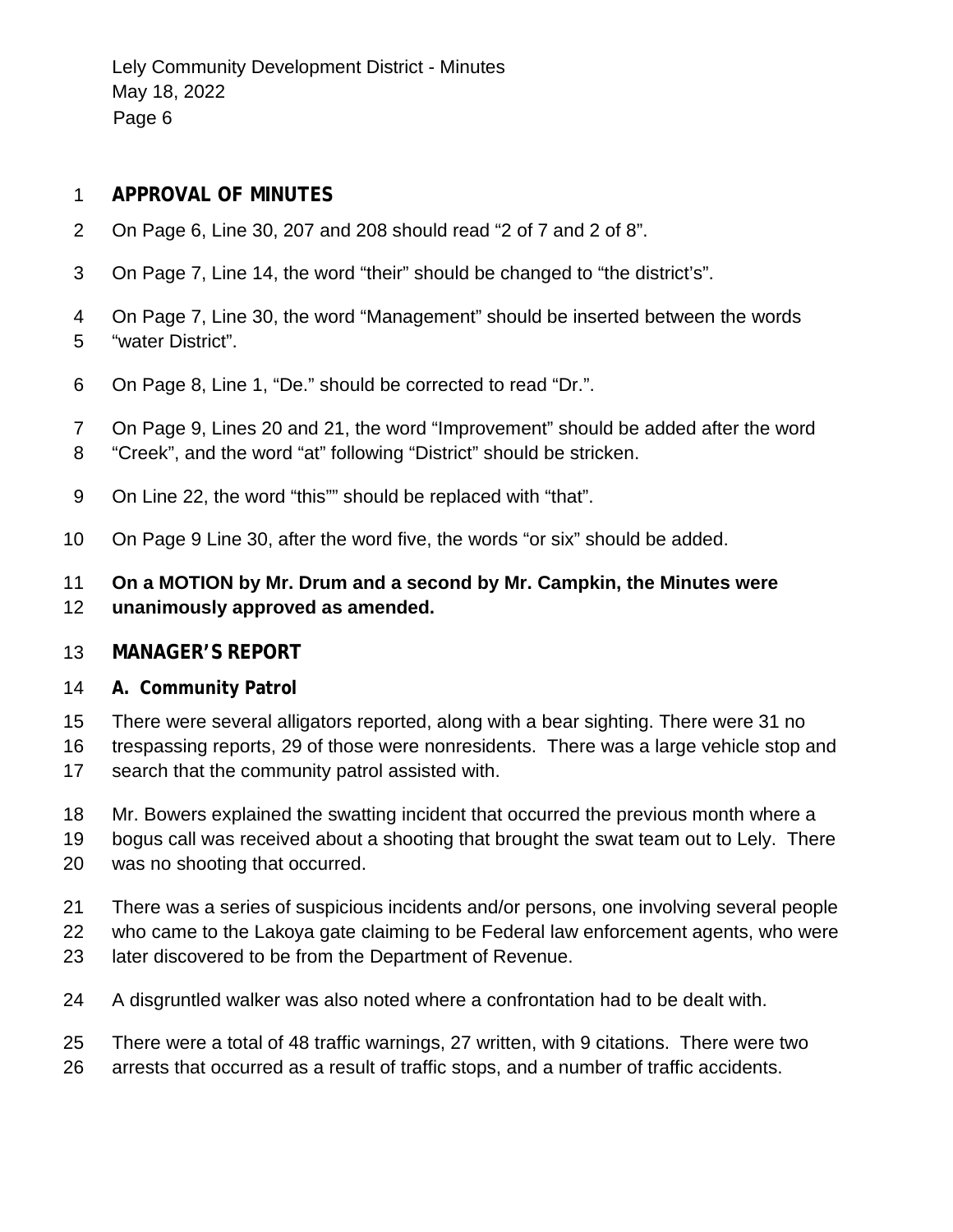## APPROVAL OF MINUTES

On Page 6, Line 30, 207 and 208 should read "2 of 7 and 2 of 8".

On Page 7, Line 14, the word "their" should be changed to "the district's".

On Page 7, Line 30, the word "Management" should be inserted between the words "water District".

On Page 8, Line 1, "De." should be corrected to read "Dr.".

On Page 9, Lines 20 and 21, the word "Improvement" should be added after the word "Creek", and the word "at" following "District" should be stricken.

On Line 22, the word "this"" should be replaced with "that".

On Page 9 Line 30, after the word five, the words "or six" should be added.

**On a MOTION by Mr. Drum and a second by Mr. Campkin, the Minutes were unanimously approved as amended.**

## MANAGER'S REPORT

### A. Community Patrol

There were several alligators reported, along with a bear sighting. There were 31 no trespassing reports, 29 of those were nonresidents. There was a large vehicle stop and search that the community patrol assisted with.

Mr. Bowers explained the swatting incident that occurred the previous month where a bogus call was received about a shooting that brought the swat team out to Lely. There was no shooting that occurred.

There was a series of suspicious incidents and/or persons, one involving several people who came to the Lakoya gate claiming to be Federal law enforcement agents, who were later discovered to be from the Department of Revenue.

A disgruntled walker was also noted where a confrontation had to be dealt with.

There were a total of 48 traffic warnings, 27 written, with 9 citations. There were two arrests that occurred as a result of traffic stops, and a number of traffic accidents.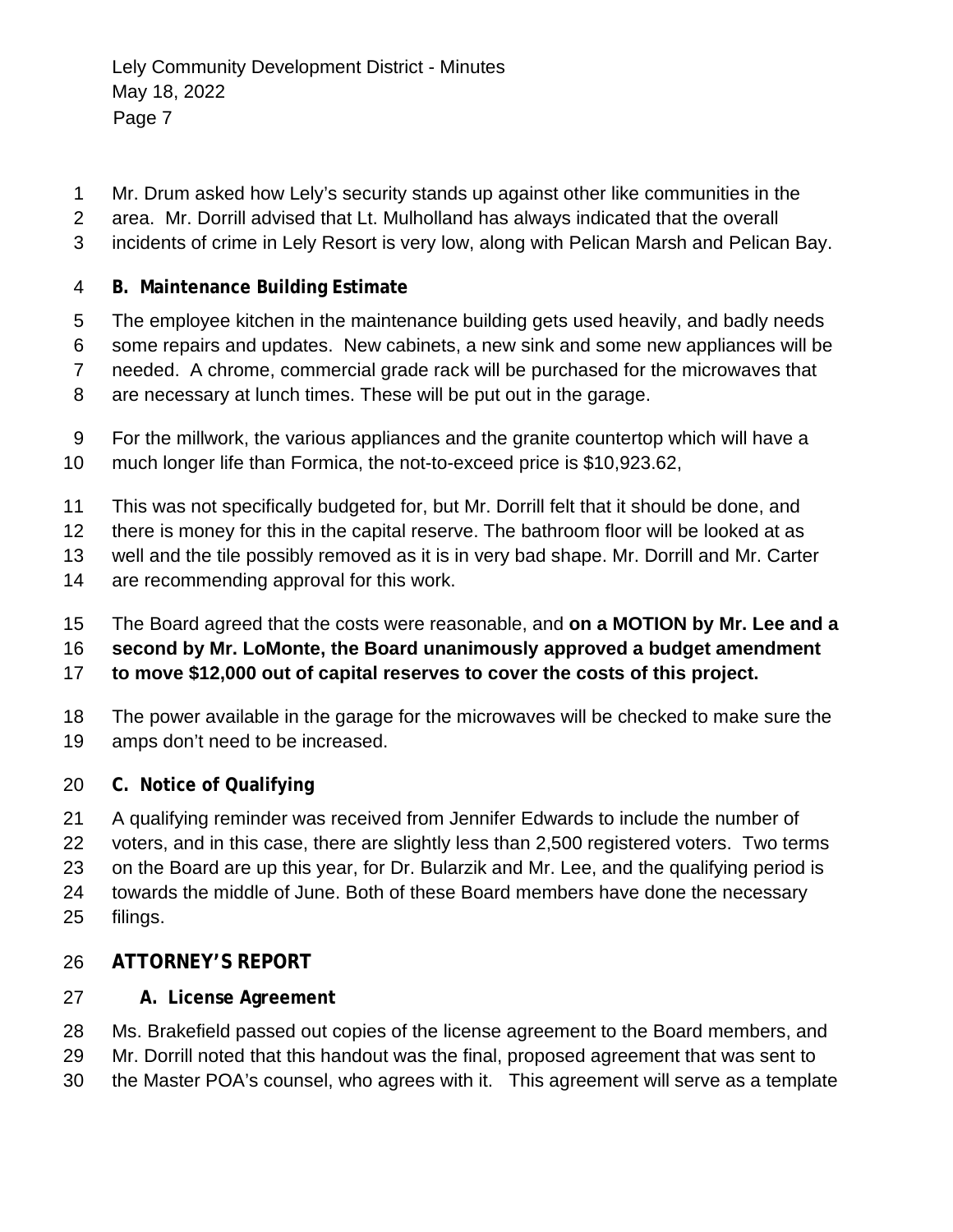Mr. Drum asked how Lely's security stands up against other like communities in the area. Mr. Dorrill advised that Lt. Mulholland has always indicated that the overall incidents of crime in Lely Resort is very low, along with Pelican Marsh and Pelican Bay.

**B. Maintenance Building Estimate**

The employee kitchen in the maintenance building gets used heavily, and badly needs some repairs and updates. New cabinets, a new sink and some new appliances will be needed. A chrome, commercial grade rack will be purchased for the microwaves that are necessary at lunch times. These will be put out in the garage.

For the millwork, the various appliances and the granite countertop which will have a much longer life than Formica, the not-to-exceed price is $10,923.62,

This was not specifically budgeted for, but Mr. Dorrill felt that it should be done, and there is money for this in the capital reserve. The bathroom floor will be looked at as well and the tile possibly removed as it is in very bad shape. Mr. Dorrill and Mr. Carter are recommending approval for this work.

The Board agreed that the costs were reasonable, and **on a MOTION by Mr. Lee and a second by Mr. LoMonte, the Board unanimously approved a budget amendment to move $12,000 out of capital reserves to cover the costs of this project.**

The power available in the garage for the microwaves will be checked to make sure the amps don't need to be increased.

**C. Notice of Qualifying**

A qualifying reminder was received from Jennifer Edwards to include the number of voters, and in this case, there are slightly less than 2,500 registered voters. Two terms on the Board are up this year, for Dr. Bularzik and Mr. Lee, and the qualifying period is towards the middle of June. Both of these Board members have done the necessary filings.

**ATTORNEY'S REPORT**

**A. License Agreement**

Ms. Brakefield passed out copies of the license agreement to the Board members, and Mr. Dorrill noted that this handout was the final, proposed agreement that was sent to the Master POA's counsel, who agrees with it. This agreement will serve as a template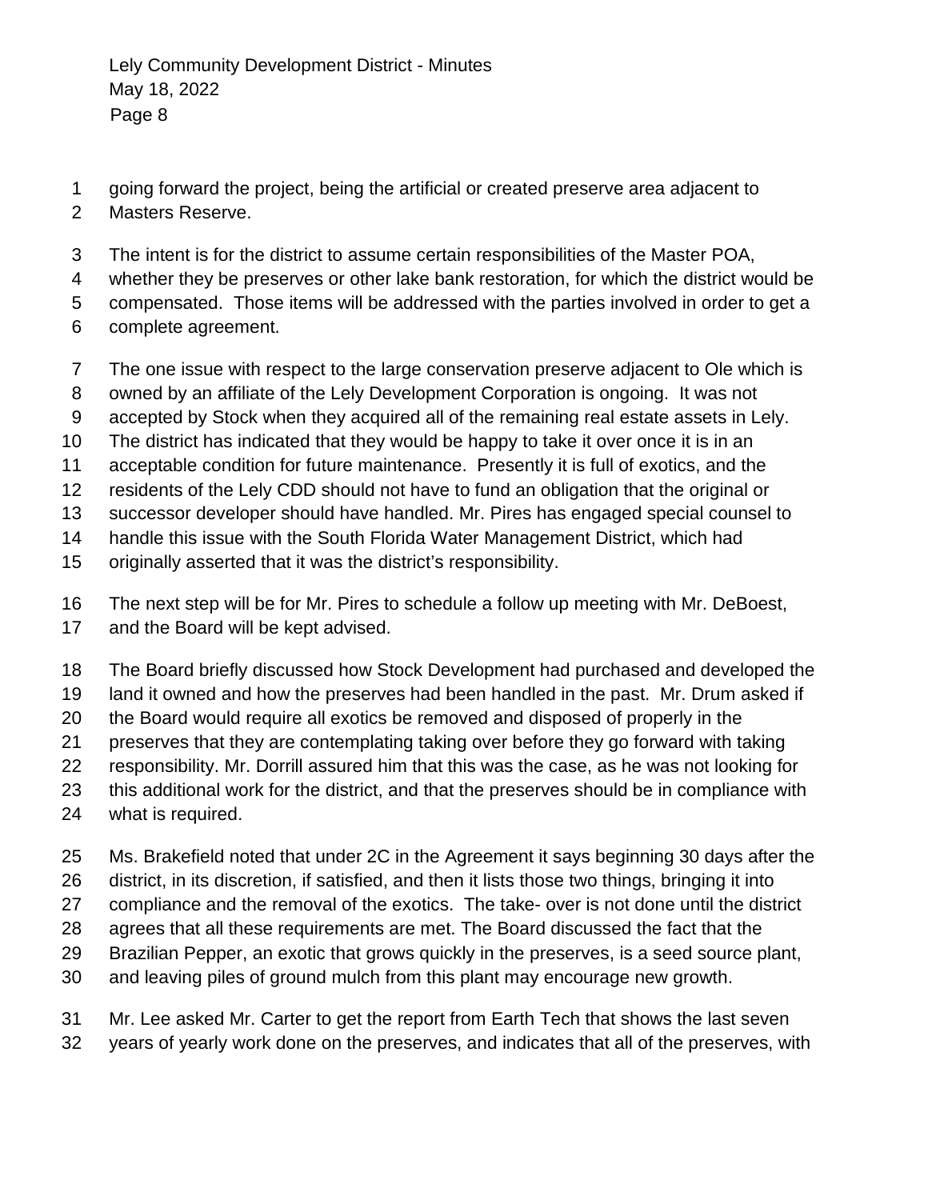going forward the project, being the artificial or created preserve area adjacent to Masters Reserve.

The intent is for the district to assume certain responsibilities of the Master POA, whether they be preserves or other lake bank restoration, for which the district would be compensated. Those items will be addressed with the parties involved in order to get a complete agreement.

The one issue with respect to the large conservation preserve adjacent to Ole which is owned by an affiliate of the Lely Development Corporation is ongoing. It was not accepted by Stock when they acquired all of the remaining real estate assets in Lely. The district has indicated that they would be happy to take it over once it is in an acceptable condition for future maintenance. Presently it is full of exotics, and the residents of the Lely CDD should not have to fund an obligation that the original or successor developer should have handled. Mr. Pires has engaged special counsel to handle this issue with the South Florida Water Management District, which had originally asserted that it was the district's responsibility.

The next step will be for Mr. Pires to schedule a follow up meeting with Mr. DeBoest, and the Board will be kept advised.

The Board briefly discussed how Stock Development had purchased and developed the land it owned and how the preserves had been handled in the past. Mr. Drum asked if the Board would require all exotics be removed and disposed of properly in the preserves that they are contemplating taking over before they go forward with taking responsibility. Mr. Dorrill assured him that this was the case, as he was not looking for this additional work for the district, and that the preserves should be in compliance with what is required.

Ms. Brakefield noted that under 2C in the Agreement it says beginning 30 days after the district, in its discretion, if satisfied, and then it lists those two things, bringing it into compliance and the removal of the exotics. The take- over is not done until the district agrees that all these requirements are met. The Board discussed the fact that the Brazilian Pepper, an exotic that grows quickly in the preserves, is a seed source plant, and leaving piles of ground mulch from this plant may encourage new growth.

Mr. Lee asked Mr. Carter to get the report from Earth Tech that shows the last seven years of yearly work done on the preserves, and indicates that all of the preserves, with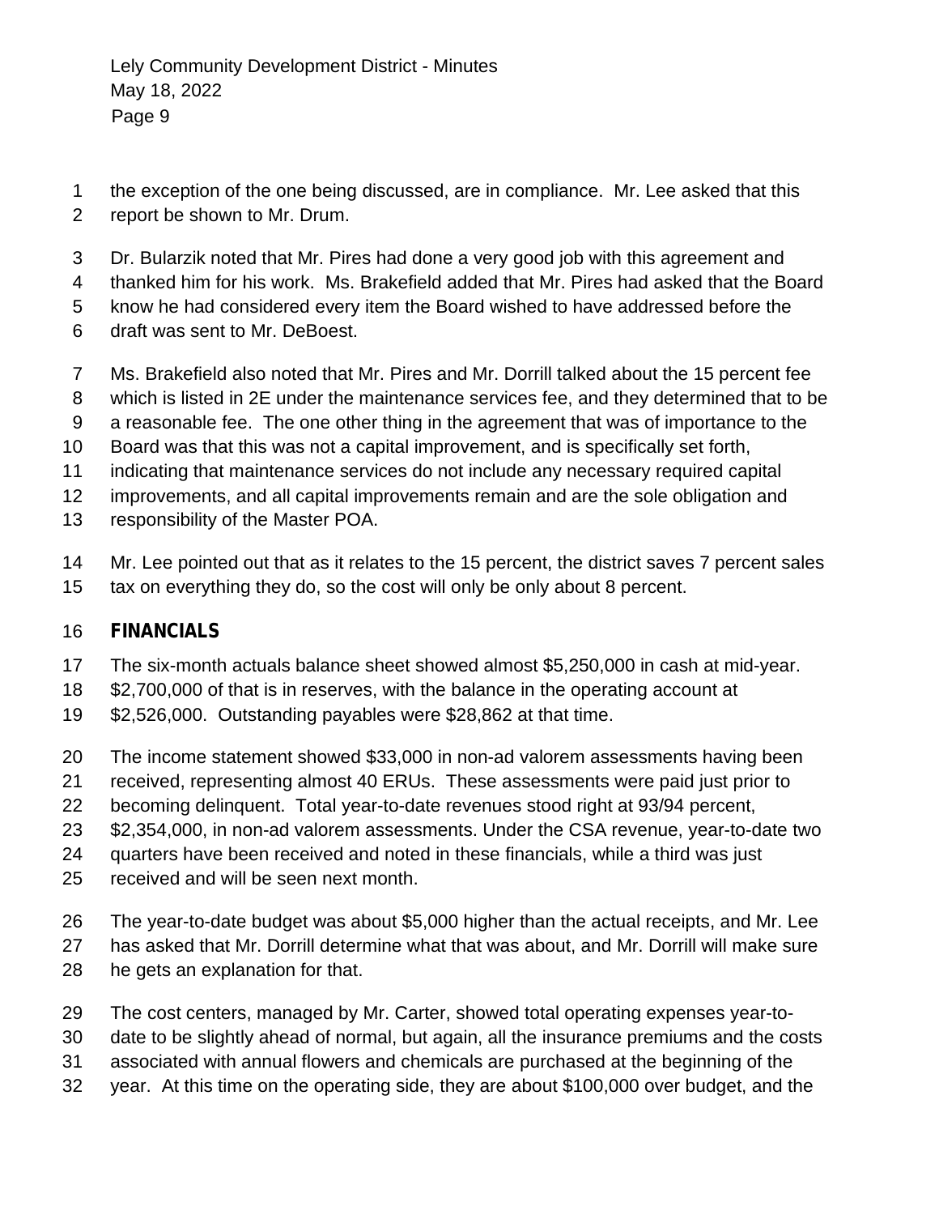the exception of the one being discussed, are in compliance. Mr. Lee asked that this report be shown to Mr. Drum.

Dr. Bularzik noted that Mr. Pires had done a very good job with this agreement and thanked him for his work. Ms. Brakefield added that Mr. Pires had asked that the Board know he had considered every item the Board wished to have addressed before the draft was sent to Mr. DeBoest.

Ms. Brakefield also noted that Mr. Pires and Mr. Dorrill talked about the 15 percent fee which is listed in 2E under the maintenance services fee, and they determined that to be a reasonable fee. The one other thing in the agreement that was of importance to the Board was that this was not a capital improvement, and is specifically set forth, indicating that maintenance services do not include any necessary required capital improvements, and all capital improvements remain and are the sole obligation and responsibility of the Master POA.

Mr. Lee pointed out that as it relates to the 15 percent, the district saves 7 percent sales tax on everything they do, so the cost will only be only about 8 percent.

## FINANCIALS

The six-month actuals balance sheet showed almost $5,250,000 in cash at mid-year. $2,700,000 of that is in reserves, with the balance in the operating account at $2,526,000. Outstanding payables were $28,862 at that time.

The income statement showed $33,000 in non-ad valorem assessments having been received, representing almost 40 ERUs. These assessments were paid just prior to becoming delinquent. Total year-to-date revenues stood right at 93/94 percent, $2,354,000, in non-ad valorem assessments. Under the CSA revenue, year-to-date two quarters have been received and noted in these financials, while a third was just received and will be seen next month.

The year-to-date budget was about $5,000 higher than the actual receipts, and Mr. Lee has asked that Mr. Dorrill determine what that was about, and Mr. Dorrill will make sure he gets an explanation for that.

The cost centers, managed by Mr. Carter, showed total operating expenses year-to-date to be slightly ahead of normal, but again, all the insurance premiums and the costs associated with annual flowers and chemicals are purchased at the beginning of the year. At this time on the operating side, they are about $100,000 over budget, and the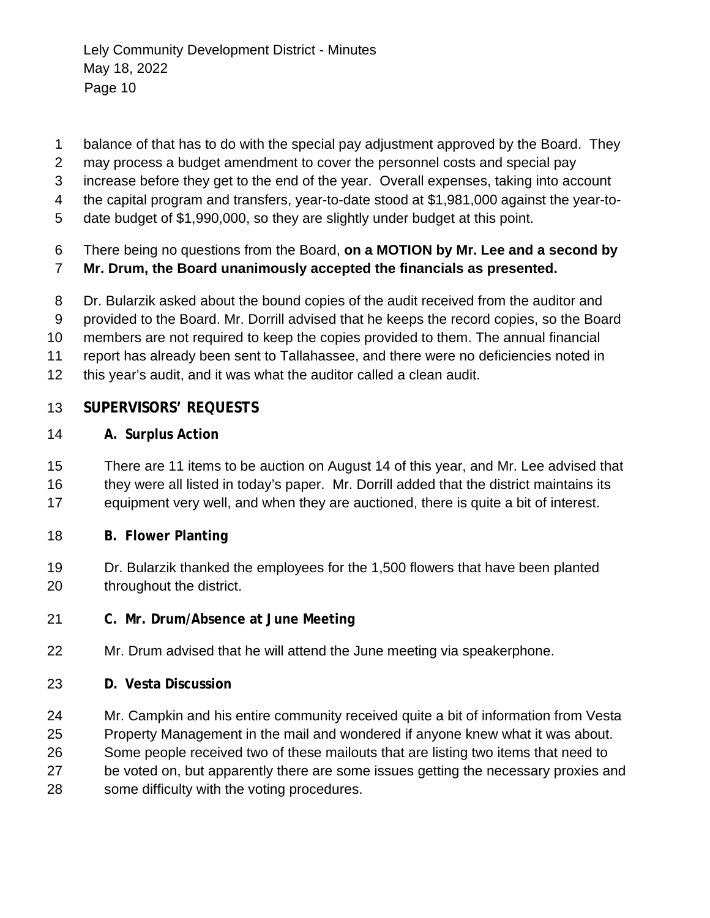balance of that has to do with the special pay adjustment approved by the Board. They may process a budget amendment to cover the personnel costs and special pay increase before they get to the end of the year. Overall expenses, taking into account the capital program and transfers, year-to-date stood at $1,981,000 against the year-to-date budget of $1,990,000, so they are slightly under budget at this point.

There being no questions from the Board, **on a MOTION by Mr. Lee and a second by Mr. Drum, the Board unanimously accepted the financials as presented.**

Dr. Bularzik asked about the bound copies of the audit received from the auditor and provided to the Board. Mr. Dorrill advised that he keeps the record copies, so the Board members are not required to keep the copies provided to them. The annual financial report has already been sent to Tallahassee, and there were no deficiencies noted in this year's audit, and it was what the auditor called a clean audit.

## SUPERVISORS' REQUESTS

### A. Surplus Action

There are 11 items to be auction on August 14 of this year, and Mr. Lee advised that they were all listed in today's paper. Mr. Dorrill added that the district maintains its equipment very well, and when they are auctioned, there is quite a bit of interest.

### B. Flower Planting

Dr. Bularzik thanked the employees for the 1,500 flowers that have been planted throughout the district.

### C. Mr. Drum/Absence at June Meeting

Mr. Drum advised that he will attend the June meeting via speakerphone.

### D. Vesta Discussion

Mr. Campkin and his entire community received quite a bit of information from Vesta Property Management in the mail and wondered if anyone knew what it was about. Some people received two of these mailouts that are listing two items that need to be voted on, but apparently there are some issues getting the necessary proxies and some difficulty with the voting procedures.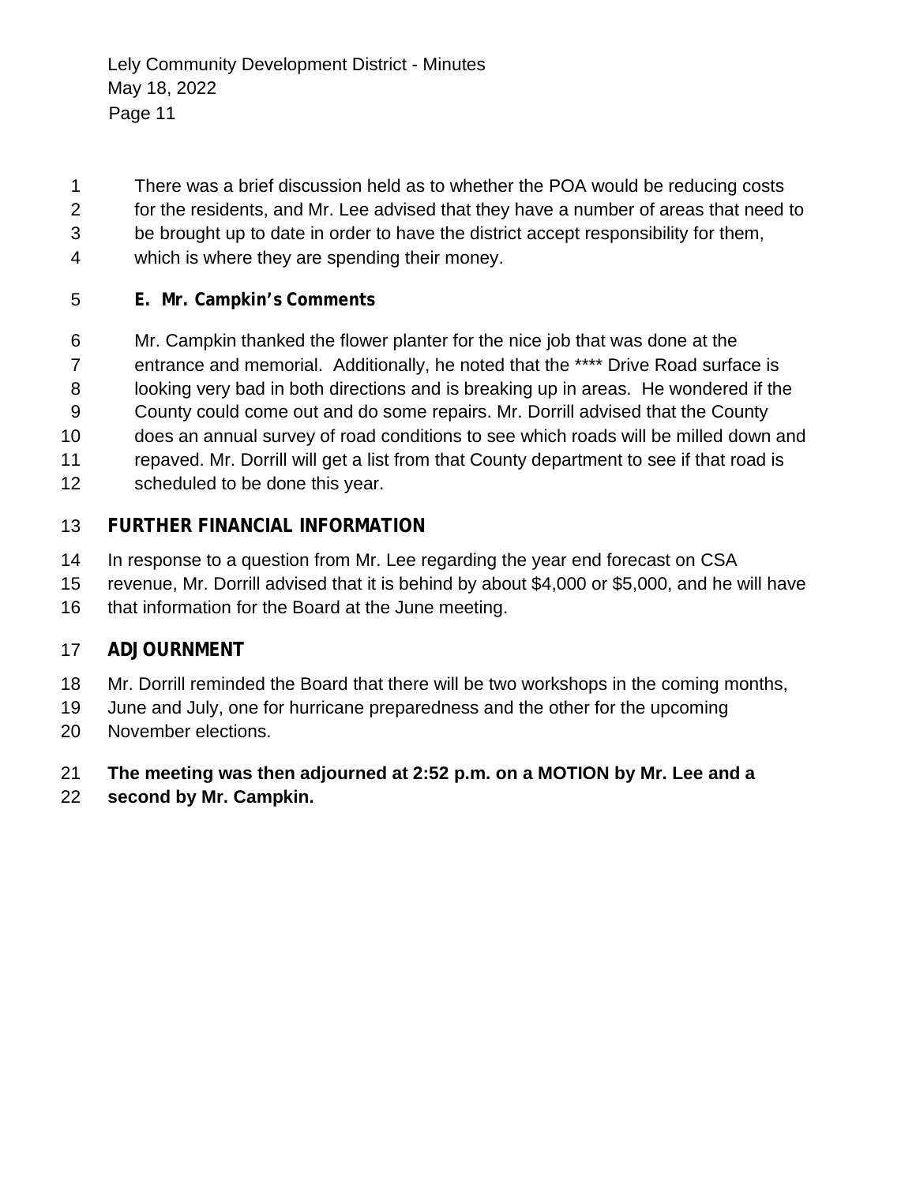There was a brief discussion held as to whether the POA would be reducing costs for the residents, and Mr. Lee advised that they have a number of areas that need to be brought up to date in order to have the district accept responsibility for them, which is where they are spending their money.

**E. Mr. Campkin's Comments**

Mr. Campkin thanked the flower planter for the nice job that was done at the entrance and memorial. Additionally, he noted that the **** Drive Road surface is looking very bad in both directions and is breaking up in areas. He wondered if the County could come out and do some repairs. Mr. Dorrill advised that the County does an annual survey of road conditions to see which roads will be milled down and repaved. Mr. Dorrill will get a list from that County department to see if that road is scheduled to be done this year.

## FURTHER FINANCIAL INFORMATION

In response to a question from Mr. Lee regarding the year end forecast on CSA revenue, Mr. Dorrill advised that it is behind by about $4,000 or $5,000, and he will have that information for the Board at the June meeting.

## ADJOURNMENT

Mr. Dorrill reminded the Board that there will be two workshops in the coming months, June and July, one for hurricane preparedness and the other for the upcoming November elections.

**The meeting was then adjourned at 2:52 p.m. on a MOTION by Mr. Lee and a second by Mr. Campkin.**